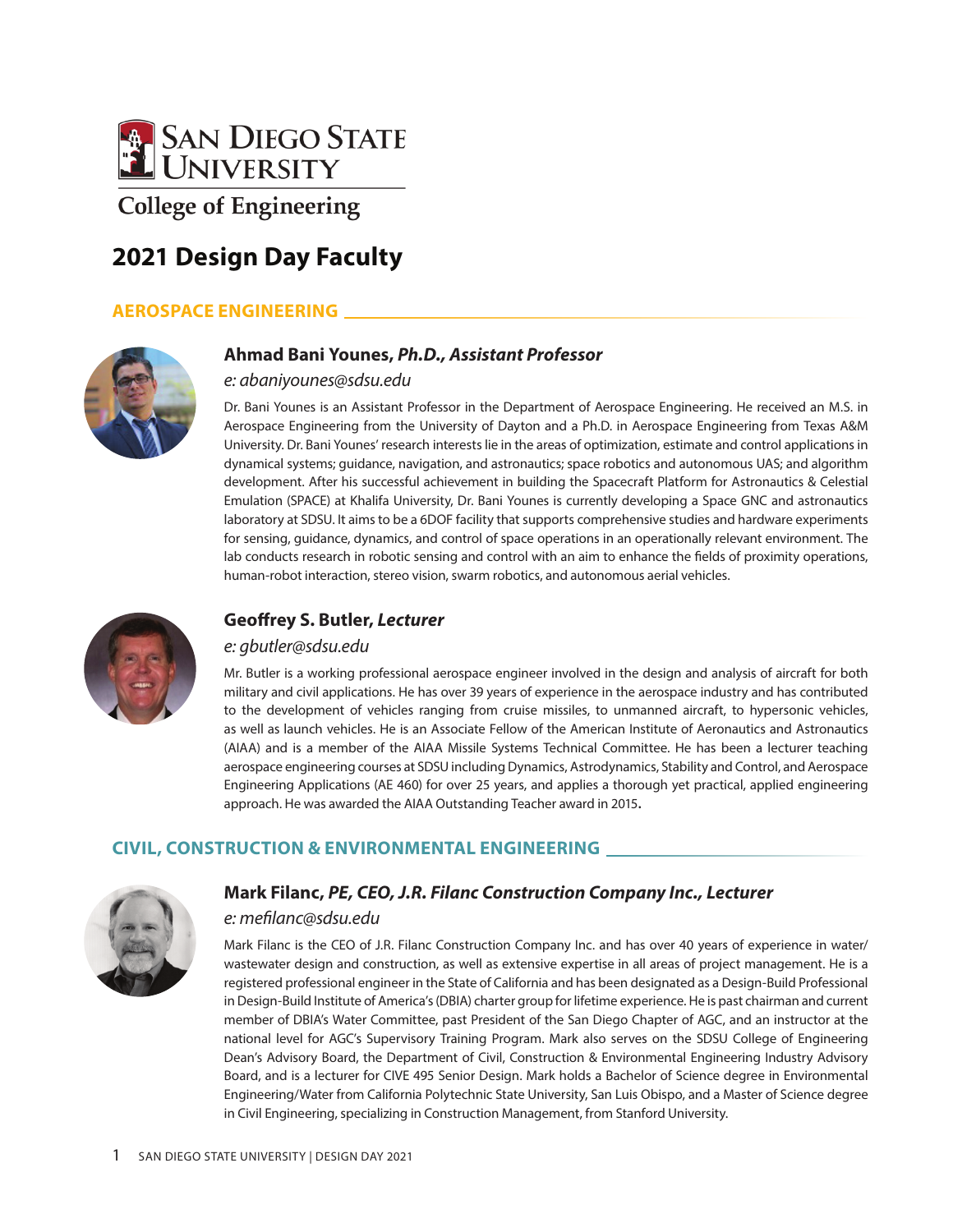San Diego State University

College of Engineering

# 2021 Design Day Faculty

## AEROSPACE ENGINEERING

### Ahmad Bani Younes, *Ph.D., Assistant Professor*

*e: abaniyounes@sdsu.edu*

Dr. Bani Younes is an Assistant Professor in the Department of Aerospace Engineering. He received an M.S. in Aerospace Engineering from the University of Dayton and a Ph.D. in Aerospace Engineering from Texas A&M University. Dr. Bani Younes' research interests lie in the areas of optimization, estimate and control applications in dynamical systems; guidance, navigation, and astronautics; space robotics and autonomous UAS; and algorithm development. After his successful achievement in building the Spacecraft Platform for Astronautics & Celestial Emulation (SPACE) at Khalifa University, Dr. Bani Younes is currently developing a Space GNC and astronautics laboratory at SDSU. It aims to be a 6DOF facility that supports comprehensive studies and hardware experiments for sensing, guidance, dynamics, and control of space operations in an operationally relevant environment. The lab conducts research in robotic sensing and control with an aim to enhance the fields of proximity operations, human-robot interaction, stereo vision, swarm robotics, and autonomous aerial vehicles.

### Geoffrey S. Butler, *Lecturer*

*e: gbutler@sdsu.edu*

Mr. Butler is a working professional aerospace engineer involved in the design and analysis of aircraft for both military and civil applications. He has over 39 years of experience in the aerospace industry and has contributed to the development of vehicles ranging from cruise missiles, to unmanned aircraft, to hypersonic vehicles, as well as launch vehicles. He is an Associate Fellow of the American Institute of Aeronautics and Astronautics (AIAA) and is a member of the AIAA Missile Systems Technical Committee. He has been a lecturer teaching aerospace engineering courses at SDSU including Dynamics, Astrodynamics, Stability and Control, and Aerospace Engineering Applications (AE 460) for over 25 years, and applies a thorough yet practical, applied engineering approach. He was awarded the AIAA Outstanding Teacher award in 2015.

## CIVIL, CONSTRUCTION & ENVIRONMENTAL ENGINEERING

### Mark Filanc, *PE, CEO, J.R. Filanc Construction Company Inc., Lecturer*

*e: mefilanc@sdsu.edu*

Mark Filanc is the CEO of J.R. Filanc Construction Company Inc. and has over 40 years of experience in water/wastewater design and construction, as well as extensive expertise in all areas of project management. He is a registered professional engineer in the State of California and has been designated as a Design-Build Professional in Design-Build Institute of America's (DBIA) charter group for lifetime experience. He is past chairman and current member of DBIA's Water Committee, past President of the San Diego Chapter of AGC, and an instructor at the national level for AGC's Supervisory Training Program. Mark also serves on the SDSU College of Engineering Dean's Advisory Board, the Department of Civil, Construction & Environmental Engineering Industry Advisory Board, and is a lecturer for CIVE 495 Senior Design. Mark holds a Bachelor of Science degree in Environmental Engineering/Water from California Polytechnic State University, San Luis Obispo, and a Master of Science degree in Civil Engineering, specializing in Construction Management, from Stanford University.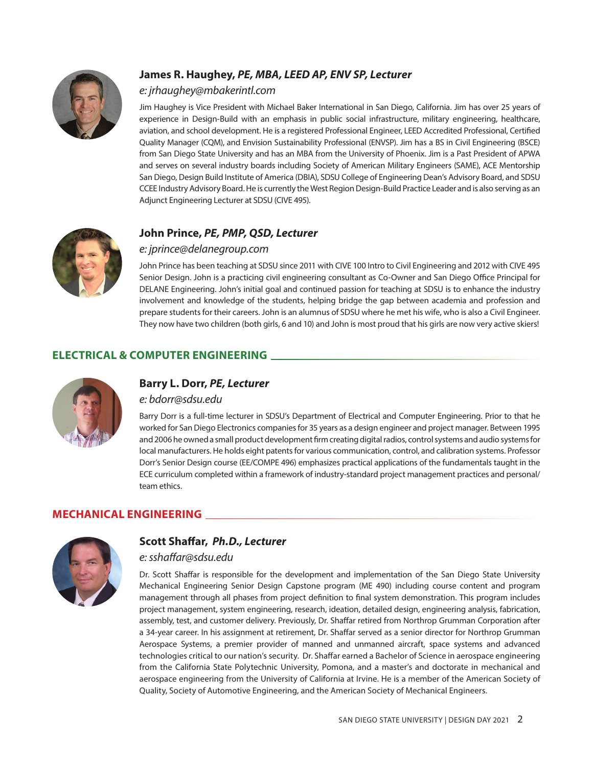### James R. Haughey, *PE, MBA, LEED AP, ENV SP, Lecturer*

*e: jrhaughey@mbakerintl.com*

Jim Haughey is Vice President with Michael Baker International in San Diego, California. Jim has over 25 years of experience in Design-Build with an emphasis in public social infrastructure, military engineering, healthcare, aviation, and school development. He is a registered Professional Engineer, LEED Accredited Professional, Certified Quality Manager (CQM), and Envision Sustainability Professional (ENVSP). Jim has a BS in Civil Engineering (BSCE) from San Diego State University and has an MBA from the University of Phoenix. Jim is a Past President of APWA and serves on several industry boards including Society of American Military Engineers (SAME), ACE Mentorship San Diego, Design Build Institute of America (DBIA), SDSU College of Engineering Dean's Advisory Board, and SDSU CCEE Industry Advisory Board. He is currently the West Region Design-Build Practice Leader and is also serving as an Adjunct Engineering Lecturer at SDSU (CIVE 495).

### John Prince, *PE, PMP, QSD, Lecturer*

*e: jprince@delanegroup.com*

John Prince has been teaching at SDSU since 2011 with CIVE 100 Intro to Civil Engineering and 2012 with CIVE 495 Senior Design. John is a practicing civil engineering consultant as Co-Owner and San Diego Office Principal for DELANE Engineering. John's initial goal and continued passion for teaching at SDSU is to enhance the industry involvement and knowledge of the students, helping bridge the gap between academia and profession and prepare students for their careers. John is an alumnus of SDSU where he met his wife, who is also a Civil Engineer. They now have two children (both girls, 6 and 10) and John is most proud that his girls are now very active skiers!

## ELECTRICAL & COMPUTER ENGINEERING

### Barry L. Dorr, *PE, Lecturer*

*e: bdorr@sdsu.edu*

Barry Dorr is a full-time lecturer in SDSU's Department of Electrical and Computer Engineering. Prior to that he worked for San Diego Electronics companies for 35 years as a design engineer and project manager. Between 1995 and 2006 he owned a small product development firm creating digital radios, control systems and audio systems for local manufacturers. He holds eight patents for various communication, control, and calibration systems. Professor Dorr's Senior Design course (EE/COMPE 496) emphasizes practical applications of the fundamentals taught in the ECE curriculum completed within a framework of industry-standard project management practices and personal/team ethics.

## MECHANICAL ENGINEERING

### Scott Shaffar, *Ph.D., Lecturer*

*e: sshaffar@sdsu.edu*

Dr. Scott Shaffar is responsible for the development and implementation of the San Diego State University Mechanical Engineering Senior Design Capstone program (ME 490) including course content and program management through all phases from project definition to final system demonstration. This program includes project management, system engineering, research, ideation, detailed design, engineering analysis, fabrication, assembly, test, and customer delivery. Previously, Dr. Shaffar retired from Northrop Grumman Corporation after a 34-year career. In his assignment at retirement, Dr. Shaffar served as a senior director for Northrop Grumman Aerospace Systems, a premier provider of manned and unmanned aircraft, space systems and advanced technologies critical to our nation's security. Dr. Shaffar earned a Bachelor of Science in aerospace engineering from the California State Polytechnic University, Pomona, and a master's and doctorate in mechanical and aerospace engineering from the University of California at Irvine. He is a member of the American Society of Quality, Society of Automotive Engineering, and the American Society of Mechanical Engineers.